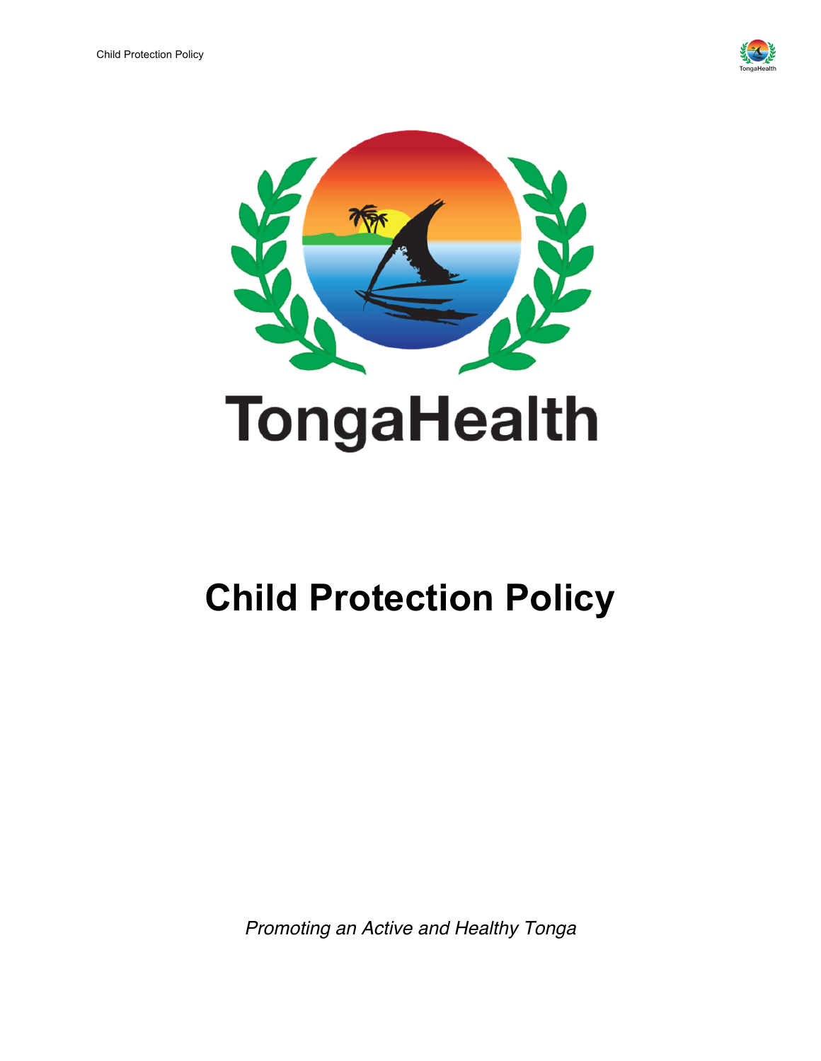TongaHealth

# Child Protection Policy

*Promoting an Active and Healthy Tonga*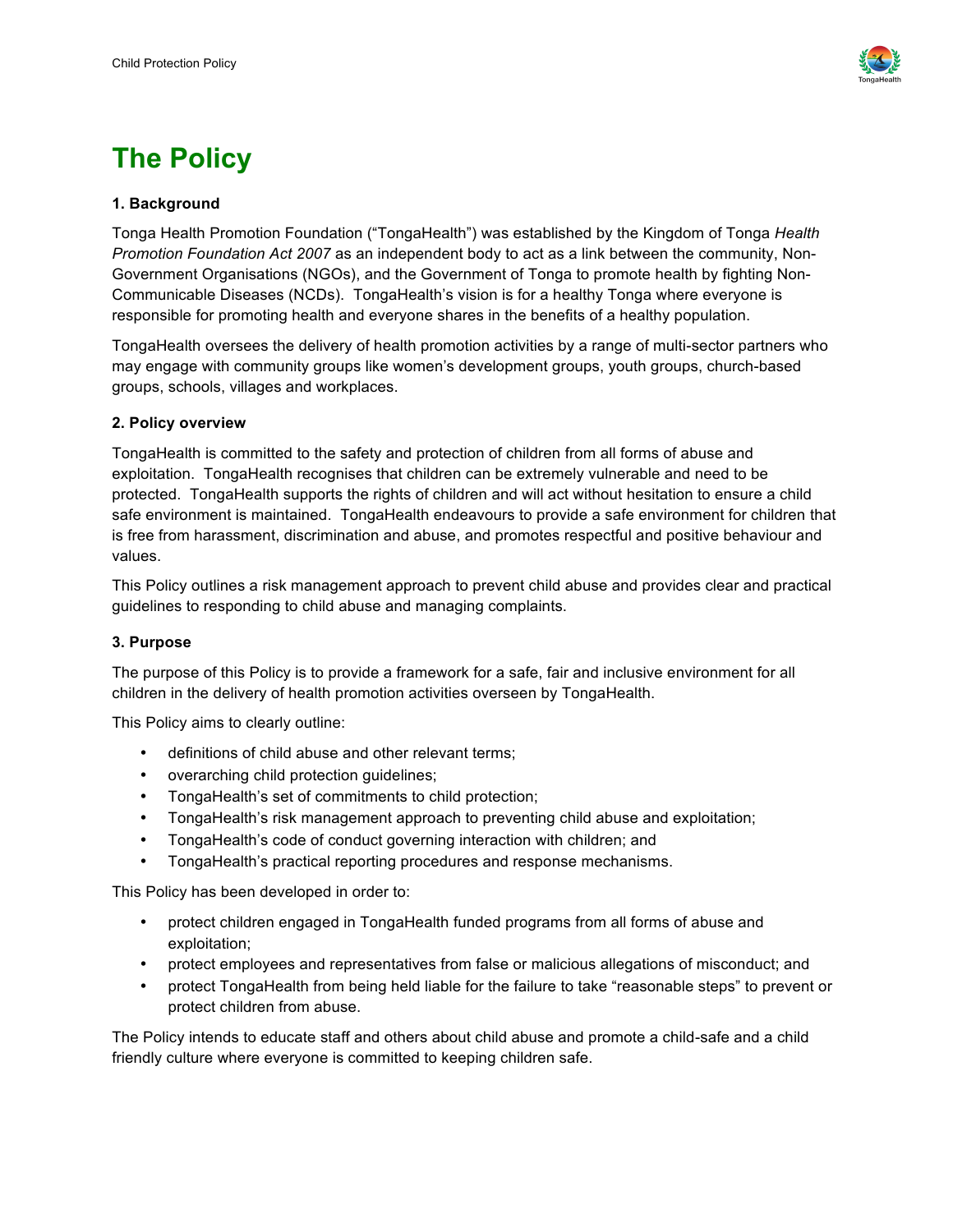# The Policy

**1. Background**

Tonga Health Promotion Foundation ("TongaHealth") was established by the Kingdom of Tonga *Health Promotion Foundation Act 2007* as an independent body to act as a link between the community, Non-Government Organisations (NGOs), and the Government of Tonga to promote health by fighting Non-Communicable Diseases (NCDs). TongaHealth's vision is for a healthy Tonga where everyone is responsible for promoting health and everyone shares in the benefits of a healthy population.

TongaHealth oversees the delivery of health promotion activities by a range of multi-sector partners who may engage with community groups like women's development groups, youth groups, church-based groups, schools, villages and workplaces.

**2. Policy overview**

TongaHealth is committed to the safety and protection of children from all forms of abuse and exploitation. TongaHealth recognises that children can be extremely vulnerable and need to be protected. TongaHealth supports the rights of children and will act without hesitation to ensure a child safe environment is maintained. TongaHealth endeavours to provide a safe environment for children that is free from harassment, discrimination and abuse, and promotes respectful and positive behaviour and values.

This Policy outlines a risk management approach to prevent child abuse and provides clear and practical guidelines to responding to child abuse and managing complaints.

**3. Purpose**

The purpose of this Policy is to provide a framework for a safe, fair and inclusive environment for all children in the delivery of health promotion activities overseen by TongaHealth.

This Policy aims to clearly outline:

- definitions of child abuse and other relevant terms;
- overarching child protection guidelines;
- TongaHealth's set of commitments to child protection;
- TongaHealth's risk management approach to preventing child abuse and exploitation;
- TongaHealth's code of conduct governing interaction with children; and
- TongaHealth's practical reporting procedures and response mechanisms.

This Policy has been developed in order to:

- protect children engaged in TongaHealth funded programs from all forms of abuse and exploitation;
- protect employees and representatives from false or malicious allegations of misconduct; and
- protect TongaHealth from being held liable for the failure to take "reasonable steps" to prevent or protect children from abuse.

The Policy intends to educate staff and others about child abuse and promote a child-safe and a child friendly culture where everyone is committed to keeping children safe.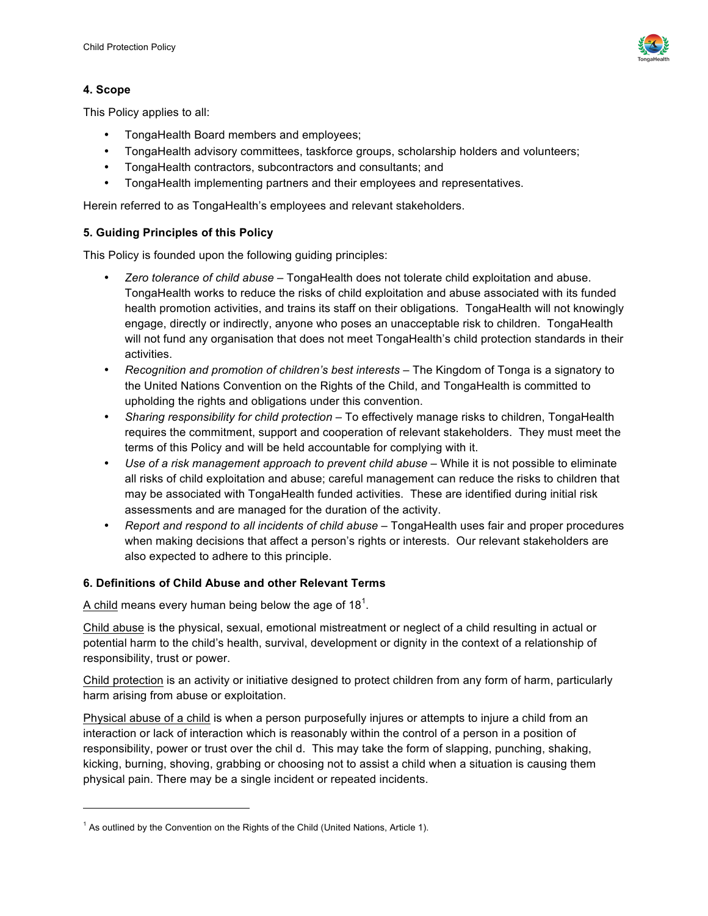**4. Scope**

This Policy applies to all:

- TongaHealth Board members and employees;
- TongaHealth advisory committees, taskforce groups, scholarship holders and volunteers;
- TongaHealth contractors, subcontractors and consultants; and
- TongaHealth implementing partners and their employees and representatives.

Herein referred to as TongaHealth's employees and relevant stakeholders.

**5. Guiding Principles of this Policy**

This Policy is founded upon the following guiding principles:

- *Zero tolerance of child abuse* – TongaHealth does not tolerate child exploitation and abuse. TongaHealth works to reduce the risks of child exploitation and abuse associated with its funded health promotion activities, and trains its staff on their obligations. TongaHealth will not knowingly engage, directly or indirectly, anyone who poses an unacceptable risk to children. TongaHealth will not fund any organisation that does not meet TongaHealth's child protection standards in their activities.
- *Recognition and promotion of children's best interests* – The Kingdom of Tonga is a signatory to the United Nations Convention on the Rights of the Child, and TongaHealth is committed to upholding the rights and obligations under this convention.
- *Sharing responsibility for child protection* – To effectively manage risks to children, TongaHealth requires the commitment, support and cooperation of relevant stakeholders. They must meet the terms of this Policy and will be held accountable for complying with it.
- *Use of a risk management approach to prevent child abuse* – While it is not possible to eliminate all risks of child exploitation and abuse; careful management can reduce the risks to children that may be associated with TongaHealth funded activities. These are identified during initial risk assessments and are managed for the duration of the activity.
- *Report and respond to all incidents of child abuse* – TongaHealth uses fair and proper procedures when making decisions that affect a person's rights or interests. Our relevant stakeholders are also expected to adhere to this principle.

**6. Definitions of Child Abuse and other Relevant Terms**

A child means every human being below the age of 18[1].

Child abuse is the physical, sexual, emotional mistreatment or neglect of a child resulting in actual or potential harm to the child's health, survival, development or dignity in the context of a relationship of responsibility, trust or power.

Child protection is an activity or initiative designed to protect children from any form of harm, particularly harm arising from abuse or exploitation.

Physical abuse of a child is when a person purposefully injures or attempts to injure a child from an interaction or lack of interaction which is reasonably within the control of a person in a position of responsibility, power or trust over the chil d. This may take the form of slapping, punching, shaking, kicking, burning, shoving, grabbing or choosing not to assist a child when a situation is causing them physical pain. There may be a single incident or repeated incidents.

[1] As outlined by the Convention on the Rights of the Child (United Nations, Article 1).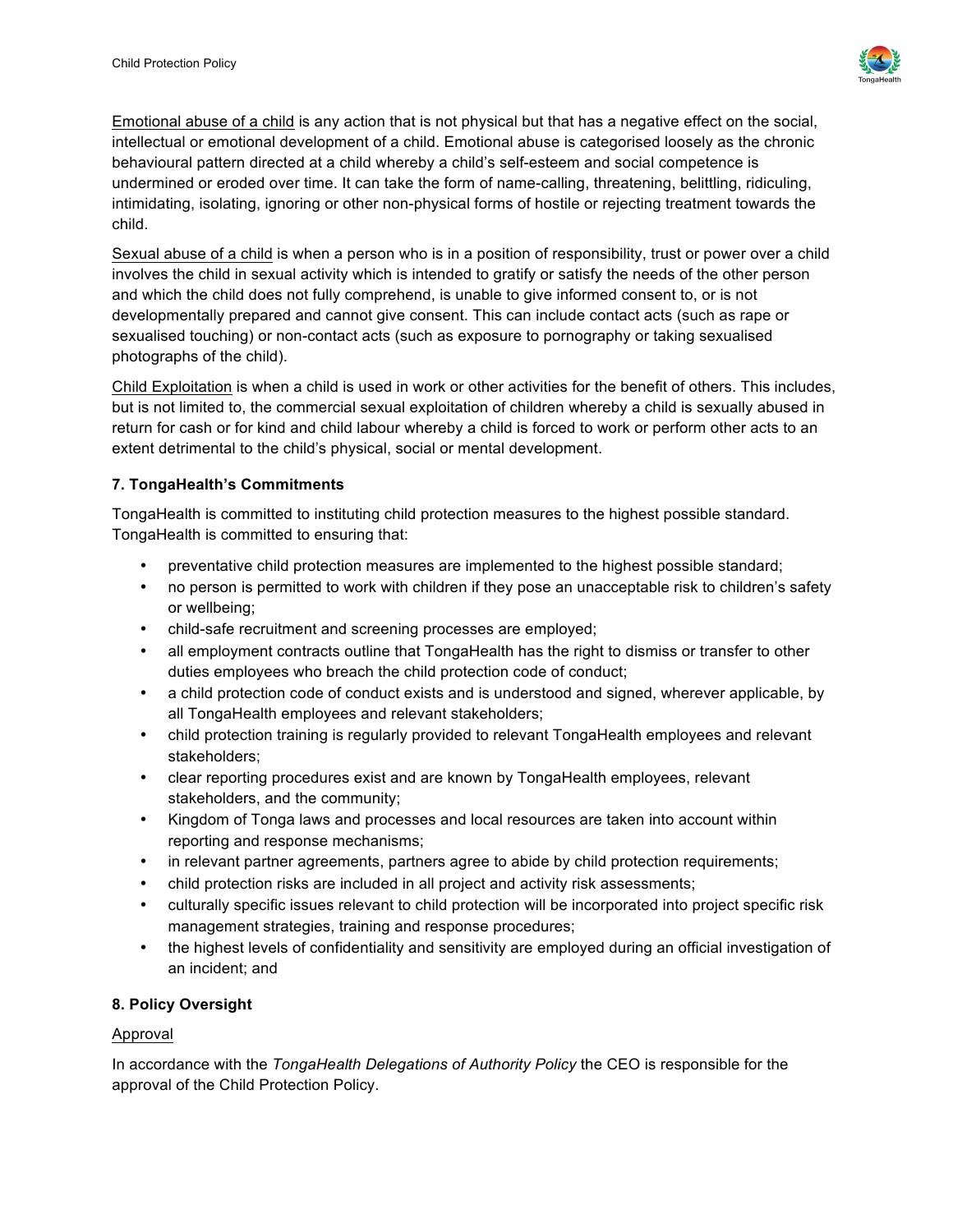Emotional abuse of a child is any action that is not physical but that has a negative effect on the social, intellectual or emotional development of a child. Emotional abuse is categorised loosely as the chronic behavioural pattern directed at a child whereby a child's self-esteem and social competence is undermined or eroded over time. It can take the form of name-calling, threatening, belittling, ridiculing, intimidating, isolating, ignoring or other non-physical forms of hostile or rejecting treatment towards the child.

Sexual abuse of a child is when a person who is in a position of responsibility, trust or power over a child involves the child in sexual activity which is intended to gratify or satisfy the needs of the other person and which the child does not fully comprehend, is unable to give informed consent to, or is not developmentally prepared and cannot give consent. This can include contact acts (such as rape or sexualised touching) or non-contact acts (such as exposure to pornography or taking sexualised photographs of the child).

Child Exploitation is when a child is used in work or other activities for the benefit of others. This includes, but is not limited to, the commercial sexual exploitation of children whereby a child is sexually abused in return for cash or for kind and child labour whereby a child is forced to work or perform other acts to an extent detrimental to the child's physical, social or mental development.

### 7. TongaHealth's Commitments

TongaHealth is committed to instituting child protection measures to the highest possible standard. TongaHealth is committed to ensuring that:

- preventative child protection measures are implemented to the highest possible standard;
- no person is permitted to work with children if they pose an unacceptable risk to children's safety or wellbeing;
- child-safe recruitment and screening processes are employed;
- all employment contracts outline that TongaHealth has the right to dismiss or transfer to other duties employees who breach the child protection code of conduct;
- a child protection code of conduct exists and is understood and signed, wherever applicable, by all TongaHealth employees and relevant stakeholders;
- child protection training is regularly provided to relevant TongaHealth employees and relevant stakeholders;
- clear reporting procedures exist and are known by TongaHealth employees, relevant stakeholders, and the community;
- Kingdom of Tonga laws and processes and local resources are taken into account within reporting and response mechanisms;
- in relevant partner agreements, partners agree to abide by child protection requirements;
- child protection risks are included in all project and activity risk assessments;
- culturally specific issues relevant to child protection will be incorporated into project specific risk management strategies, training and response procedures;
- the highest levels of confidentiality and sensitivity are employed during an official investigation of an incident; and

### 8. Policy Oversight

Approval

In accordance with the *TongaHealth Delegations of Authority Policy* the CEO is responsible for the approval of the Child Protection Policy.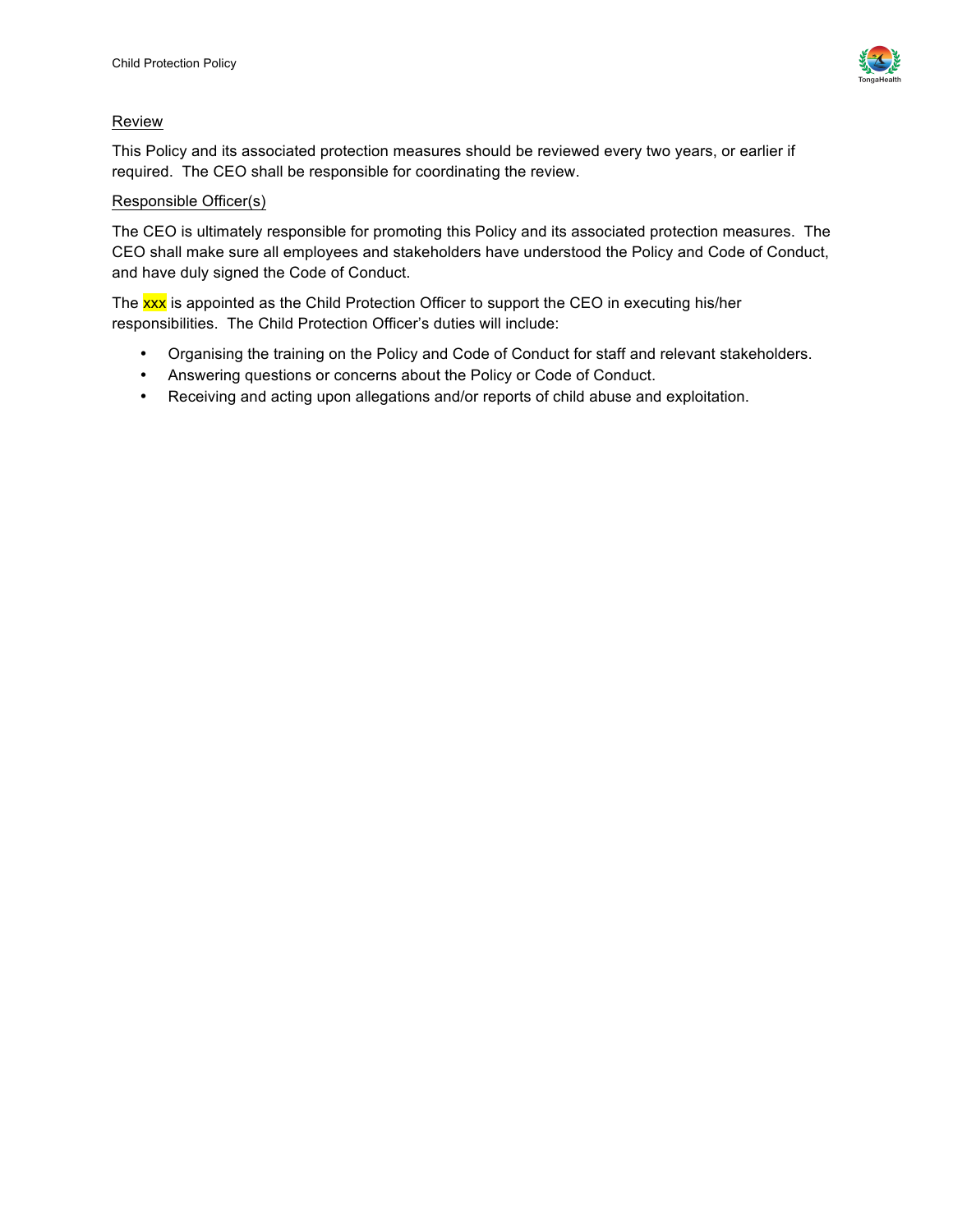Review

This Policy and its associated protection measures should be reviewed every two years, or earlier if required. The CEO shall be responsible for coordinating the review.

Responsible Officer(s)

The CEO is ultimately responsible for promoting this Policy and its associated protection measures. The CEO shall make sure all employees and stakeholders have understood the Policy and Code of Conduct, and have duly signed the Code of Conduct.

The xxx is appointed as the Child Protection Officer to support the CEO in executing his/her responsibilities. The Child Protection Officer's duties will include:

- Organising the training on the Policy and Code of Conduct for staff and relevant stakeholders.
- Answering questions or concerns about the Policy or Code of Conduct.
- Receiving and acting upon allegations and/or reports of child abuse and exploitation.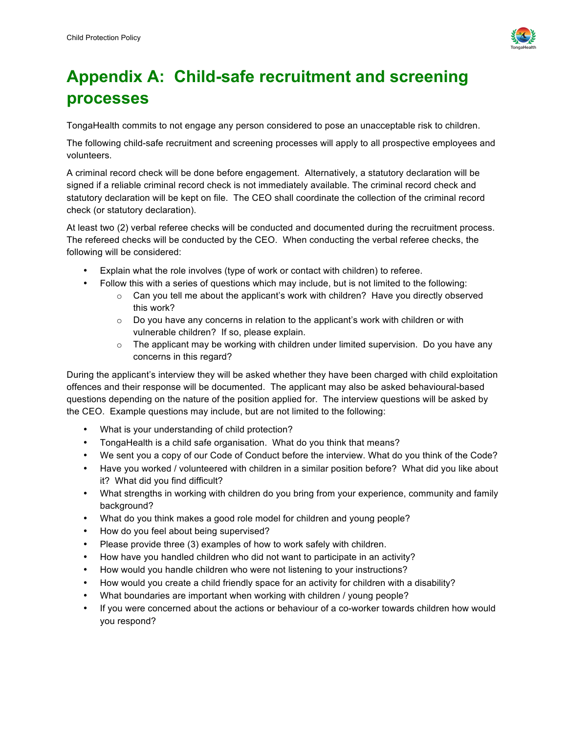# Appendix A: Child-safe recruitment and screening processes

TongaHealth commits to not engage any person considered to pose an unacceptable risk to children.

The following child-safe recruitment and screening processes will apply to all prospective employees and volunteers.

A criminal record check will be done before engagement. Alternatively, a statutory declaration will be signed if a reliable criminal record check is not immediately available. The criminal record check and statutory declaration will be kept on file. The CEO shall coordinate the collection of the criminal record check (or statutory declaration).

At least two (2) verbal referee checks will be conducted and documented during the recruitment process. The refereed checks will be conducted by the CEO. When conducting the verbal referee checks, the following will be considered:

- Explain what the role involves (type of work or contact with children) to referee.
- Follow this with a series of questions which may include, but is not limited to the following:
  - Can you tell me about the applicant's work with children? Have you directly observed this work?
  - Do you have any concerns in relation to the applicant's work with children or with vulnerable children? If so, please explain.
  - The applicant may be working with children under limited supervision. Do you have any concerns in this regard?

During the applicant's interview they will be asked whether they have been charged with child exploitation offences and their response will be documented. The applicant may also be asked behavioural-based questions depending on the nature of the position applied for. The interview questions will be asked by the CEO. Example questions may include, but are not limited to the following:

- What is your understanding of child protection?
- TongaHealth is a child safe organisation. What do you think that means?
- We sent you a copy of our Code of Conduct before the interview. What do you think of the Code?
- Have you worked / volunteered with children in a similar position before? What did you like about it? What did you find difficult?
- What strengths in working with children do you bring from your experience, community and family background?
- What do you think makes a good role model for children and young people?
- How do you feel about being supervised?
- Please provide three (3) examples of how to work safely with children.
- How have you handled children who did not want to participate in an activity?
- How would you handle children who were not listening to your instructions?
- How would you create a child friendly space for an activity for children with a disability?
- What boundaries are important when working with children / young people?
- If you were concerned about the actions or behaviour of a co-worker towards children how would you respond?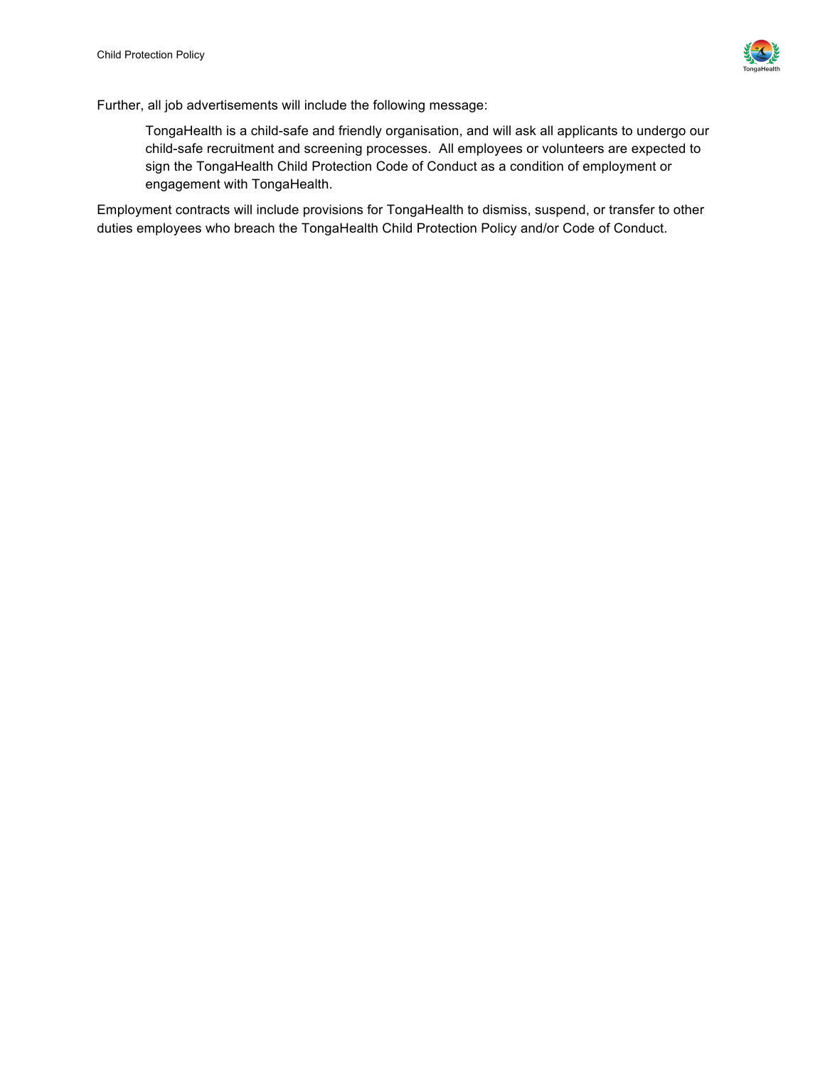Further, all job advertisements will include the following message:

> TongaHealth is a child-safe and friendly organisation, and will ask all applicants to undergo our child-safe recruitment and screening processes. All employees or volunteers are expected to sign the TongaHealth Child Protection Code of Conduct as a condition of employment or engagement with TongaHealth.

Employment contracts will include provisions for TongaHealth to dismiss, suspend, or transfer to other duties employees who breach the TongaHealth Child Protection Policy and/or Code of Conduct.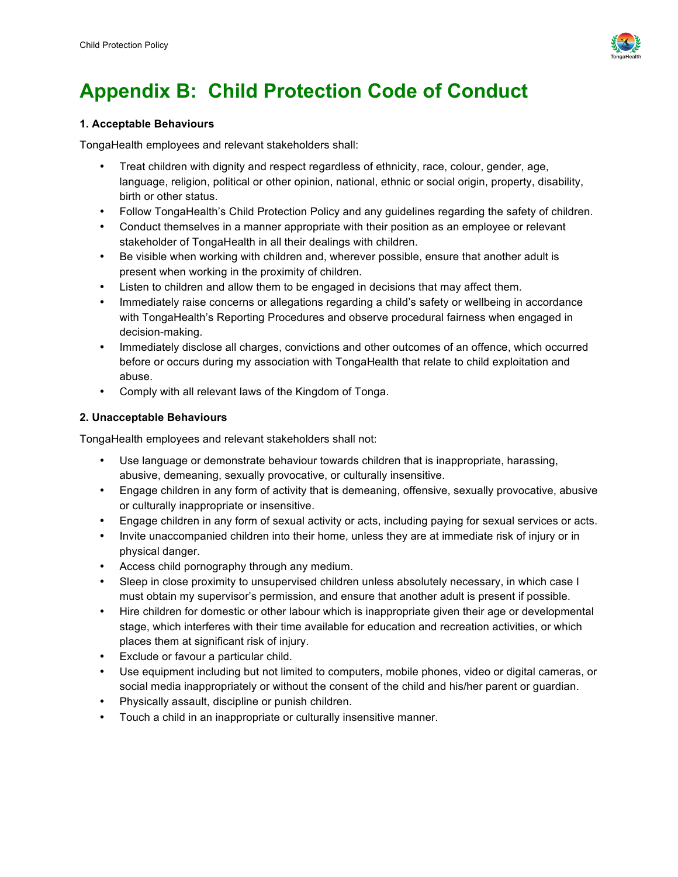# Appendix B: Child Protection Code of Conduct

**1. Acceptable Behaviours**

TongaHealth employees and relevant stakeholders shall:

- Treat children with dignity and respect regardless of ethnicity, race, colour, gender, age, language, religion, political or other opinion, national, ethnic or social origin, property, disability, birth or other status.
- Follow TongaHealth's Child Protection Policy and any guidelines regarding the safety of children.
- Conduct themselves in a manner appropriate with their position as an employee or relevant stakeholder of TongaHealth in all their dealings with children.
- Be visible when working with children and, wherever possible, ensure that another adult is present when working in the proximity of children.
- Listen to children and allow them to be engaged in decisions that may affect them.
- Immediately raise concerns or allegations regarding a child's safety or wellbeing in accordance with TongaHealth's Reporting Procedures and observe procedural fairness when engaged in decision-making.
- Immediately disclose all charges, convictions and other outcomes of an offence, which occurred before or occurs during my association with TongaHealth that relate to child exploitation and abuse.
- Comply with all relevant laws of the Kingdom of Tonga.

**2. Unacceptable Behaviours**

TongaHealth employees and relevant stakeholders shall not:

- Use language or demonstrate behaviour towards children that is inappropriate, harassing, abusive, demeaning, sexually provocative, or culturally insensitive.
- Engage children in any form of activity that is demeaning, offensive, sexually provocative, abusive or culturally inappropriate or insensitive.
- Engage children in any form of sexual activity or acts, including paying for sexual services or acts.
- Invite unaccompanied children into their home, unless they are at immediate risk of injury or in physical danger.
- Access child pornography through any medium.
- Sleep in close proximity to unsupervised children unless absolutely necessary, in which case I must obtain my supervisor's permission, and ensure that another adult is present if possible.
- Hire children for domestic or other labour which is inappropriate given their age or developmental stage, which interferes with their time available for education and recreation activities, or which places them at significant risk of injury.
- Exclude or favour a particular child.
- Use equipment including but not limited to computers, mobile phones, video or digital cameras, or social media inappropriately or without the consent of the child and his/her parent or guardian.
- Physically assault, discipline or punish children.
- Touch a child in an inappropriate or culturally insensitive manner.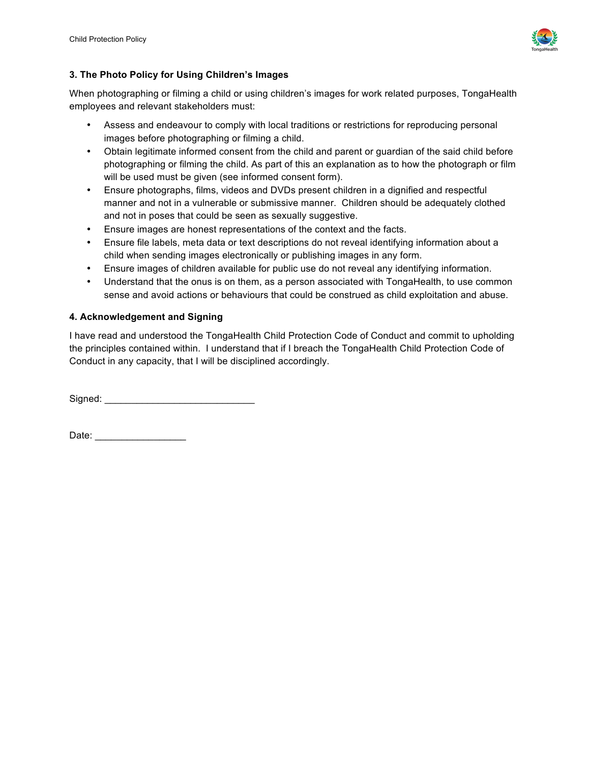### 3. The Photo Policy for Using Children's Images

When photographing or filming a child or using children's images for work related purposes, TongaHealth employees and relevant stakeholders must:

- Assess and endeavour to comply with local traditions or restrictions for reproducing personal images before photographing or filming a child.
- Obtain legitimate informed consent from the child and parent or guardian of the said child before photographing or filming the child. As part of this an explanation as to how the photograph or film will be used must be given (see informed consent form).
- Ensure photographs, films, videos and DVDs present children in a dignified and respectful manner and not in a vulnerable or submissive manner. Children should be adequately clothed and not in poses that could be seen as sexually suggestive.
- Ensure images are honest representations of the context and the facts.
- Ensure file labels, meta data or text descriptions do not reveal identifying information about a child when sending images electronically or publishing images in any form.
- Ensure images of children available for public use do not reveal any identifying information.
- Understand that the onus is on them, as a person associated with TongaHealth, to use common sense and avoid actions or behaviours that could be construed as child exploitation and abuse.

### 4. Acknowledgement and Signing

I have read and understood the TongaHealth Child Protection Code of Conduct and commit to upholding the principles contained within. I understand that if I breach the TongaHealth Child Protection Code of Conduct in any capacity, that I will be disciplined accordingly.

Signed: ____________________________

Date: _________________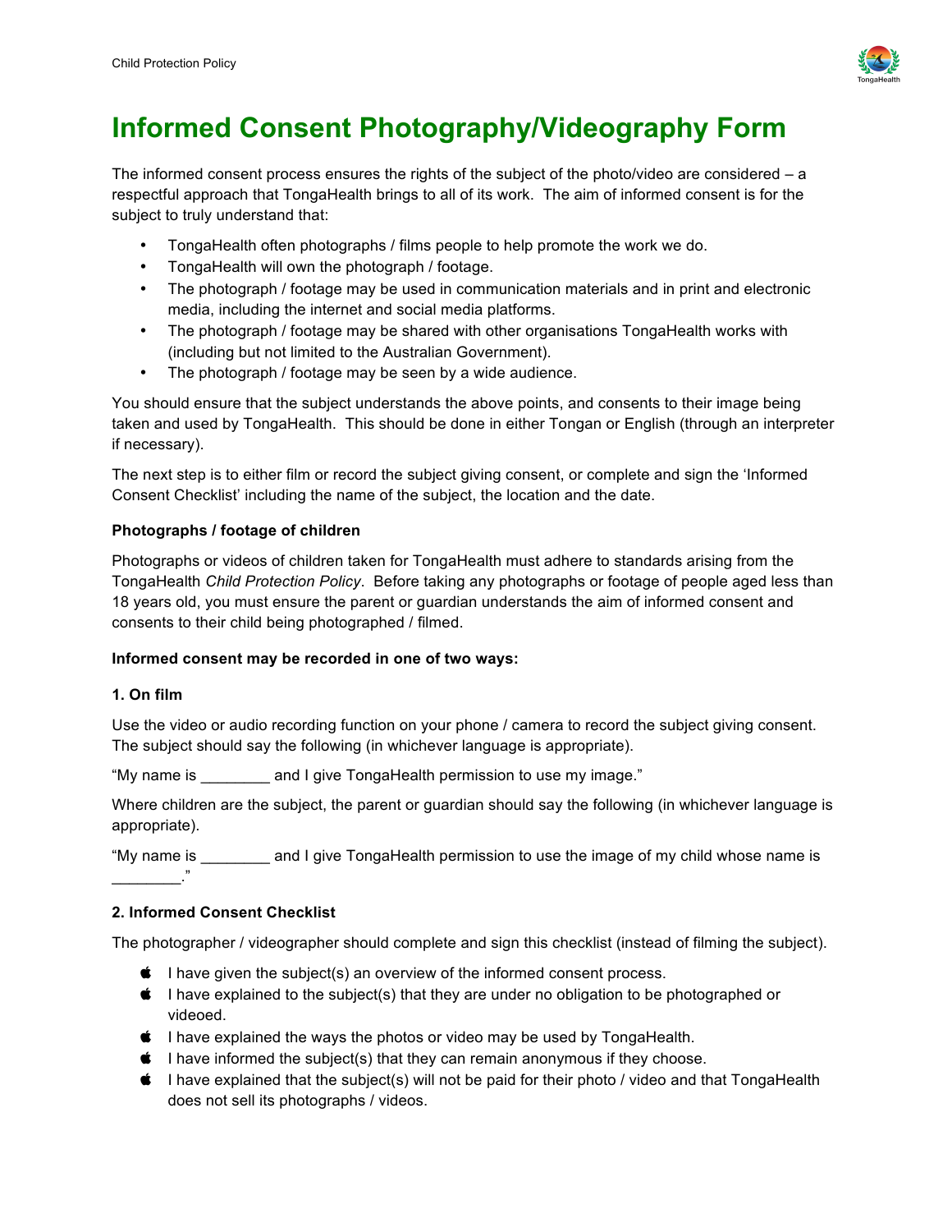# Informed Consent Photography/Videography Form

The informed consent process ensures the rights of the subject of the photo/video are considered – a respectful approach that TongaHealth brings to all of its work. The aim of informed consent is for the subject to truly understand that:

- TongaHealth often photographs / films people to help promote the work we do.
- TongaHealth will own the photograph / footage.
- The photograph / footage may be used in communication materials and in print and electronic media, including the internet and social media platforms.
- The photograph / footage may be shared with other organisations TongaHealth works with (including but not limited to the Australian Government).
- The photograph / footage may be seen by a wide audience.

You should ensure that the subject understands the above points, and consents to their image being taken and used by TongaHealth. This should be done in either Tongan or English (through an interpreter if necessary).

The next step is to either film or record the subject giving consent, or complete and sign the 'Informed Consent Checklist' including the name of the subject, the location and the date.

**Photographs / footage of children**

Photographs or videos of children taken for TongaHealth must adhere to standards arising from the TongaHealth *Child Protection Policy*. Before taking any photographs or footage of people aged less than 18 years old, you must ensure the parent or guardian understands the aim of informed consent and consents to their child being photographed / filmed.

**Informed consent may be recorded in one of two ways:**

**1. On film**

Use the video or audio recording function on your phone / camera to record the subject giving consent. The subject should say the following (in whichever language is appropriate).

"My name is ________ and I give TongaHealth permission to use my image."

Where children are the subject, the parent or guardian should say the following (in whichever language is appropriate).

"My name is ________ and I give TongaHealth permission to use the image of my child whose name is ________."

**2. Informed Consent Checklist**

The photographer / videographer should complete and sign this checklist (instead of filming the subject).

- I have given the subject(s) an overview of the informed consent process.
- I have explained to the subject(s) that they are under no obligation to be photographed or videoed.
- I have explained the ways the photos or video may be used by TongaHealth.
- I have informed the subject(s) that they can remain anonymous if they choose.
- I have explained that the subject(s) will not be paid for their photo / video and that TongaHealth does not sell its photographs / videos.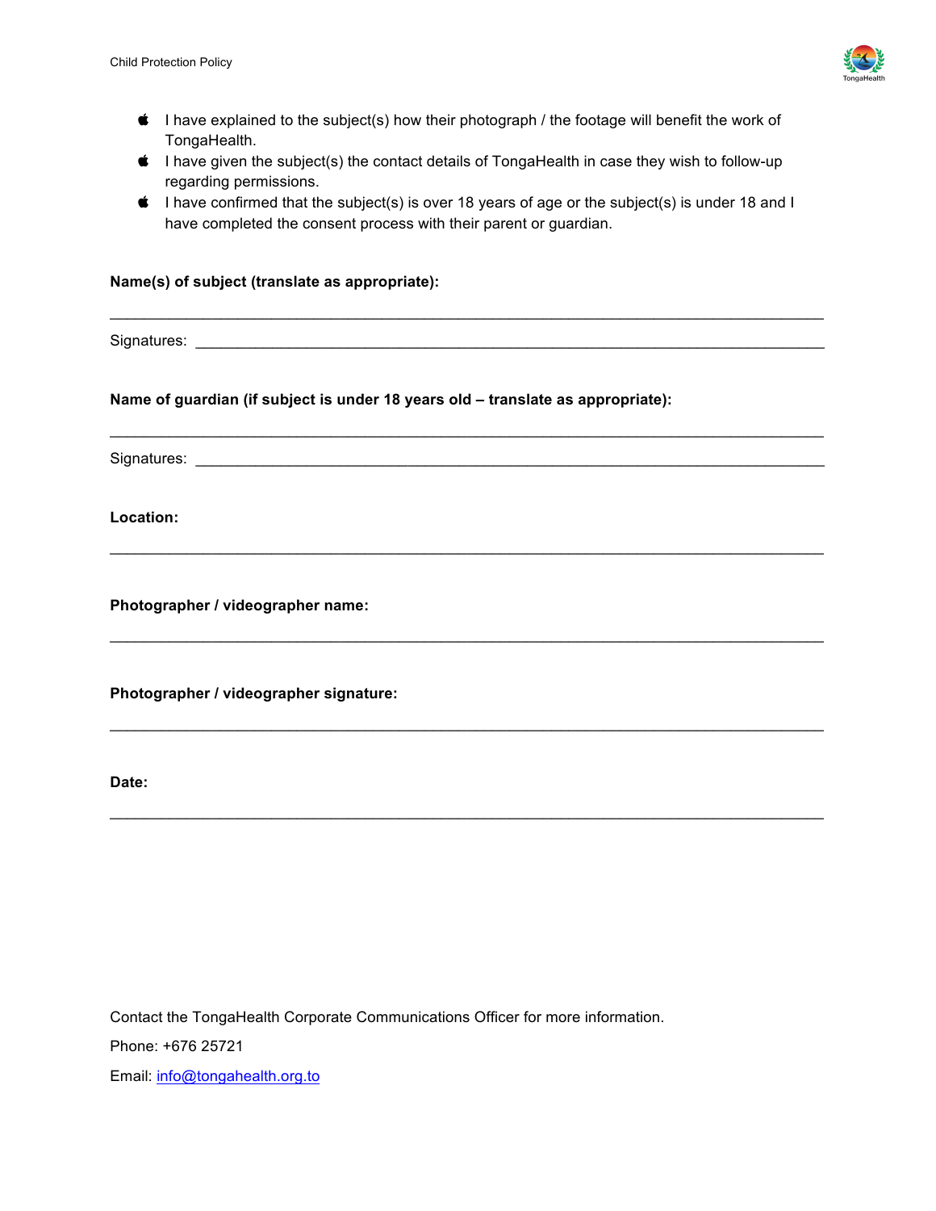- I have explained to the subject(s) how their photograph / the footage will benefit the work of TongaHealth.
- I have given the subject(s) the contact details of TongaHealth in case they wish to follow-up regarding permissions.
- I have confirmed that the subject(s) is over 18 years of age or the subject(s) is under 18 and I have completed the consent process with their parent or guardian.

**Name(s) of subject (translate as appropriate):**

_______________________________________________________________________________

Signatures: ___________________________________________________________________

**Name of guardian (if subject is under 18 years old – translate as appropriate):**

_______________________________________________________________________________

Signatures: ___________________________________________________________________

**Location:**

_______________________________________________________________________________

**Photographer / videographer name:**

_______________________________________________________________________________

**Photographer / videographer signature:**

_______________________________________________________________________________

**Date:**

_______________________________________________________________________________

Contact the TongaHealth Corporate Communications Officer for more information.

Phone: +676 25721

Email: info@tongahealth.org.to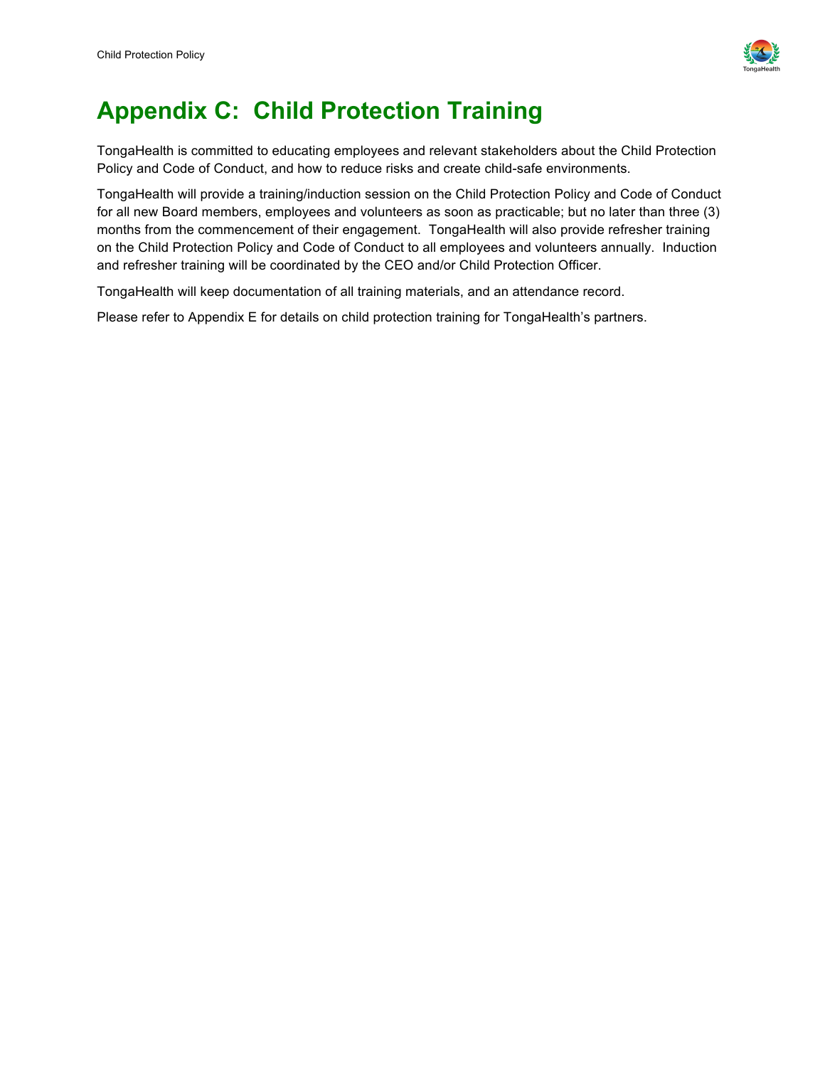# Appendix C: Child Protection Training

TongaHealth is committed to educating employees and relevant stakeholders about the Child Protection Policy and Code of Conduct, and how to reduce risks and create child-safe environments.

TongaHealth will provide a training/induction session on the Child Protection Policy and Code of Conduct for all new Board members, employees and volunteers as soon as practicable; but no later than three (3) months from the commencement of their engagement. TongaHealth will also provide refresher training on the Child Protection Policy and Code of Conduct to all employees and volunteers annually. Induction and refresher training will be coordinated by the CEO and/or Child Protection Officer.

TongaHealth will keep documentation of all training materials, and an attendance record.

Please refer to Appendix E for details on child protection training for TongaHealth's partners.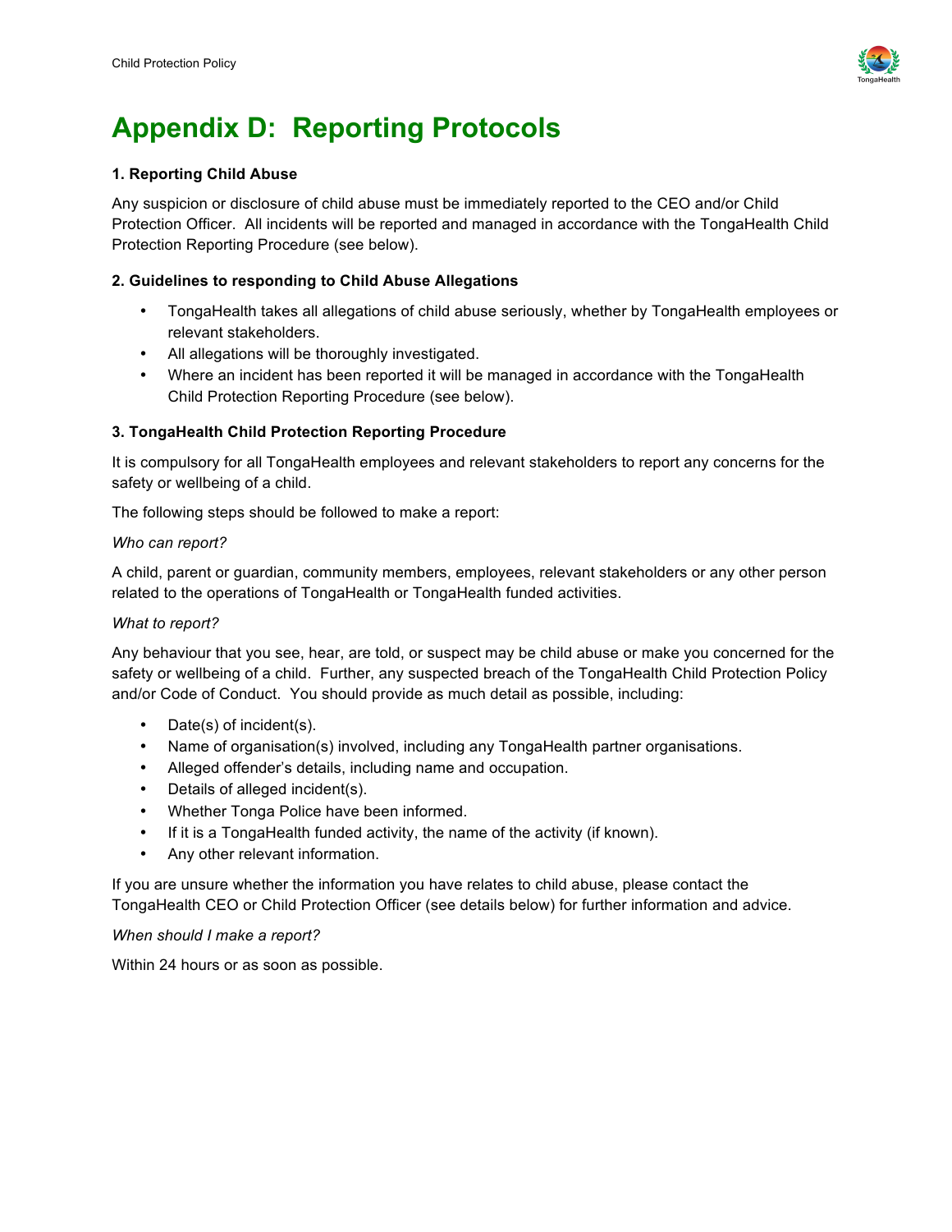# Appendix D: Reporting Protocols

**1. Reporting Child Abuse**

Any suspicion or disclosure of child abuse must be immediately reported to the CEO and/or Child Protection Officer. All incidents will be reported and managed in accordance with the TongaHealth Child Protection Reporting Procedure (see below).

**2. Guidelines to responding to Child Abuse Allegations**

- TongaHealth takes all allegations of child abuse seriously, whether by TongaHealth employees or relevant stakeholders.
- All allegations will be thoroughly investigated.
- Where an incident has been reported it will be managed in accordance with the TongaHealth Child Protection Reporting Procedure (see below).

**3. TongaHealth Child Protection Reporting Procedure**

It is compulsory for all TongaHealth employees and relevant stakeholders to report any concerns for the safety or wellbeing of a child.

The following steps should be followed to make a report:

*Who can report?*

A child, parent or guardian, community members, employees, relevant stakeholders or any other person related to the operations of TongaHealth or TongaHealth funded activities.

*What to report?*

Any behaviour that you see, hear, are told, or suspect may be child abuse or make you concerned for the safety or wellbeing of a child. Further, any suspected breach of the TongaHealth Child Protection Policy and/or Code of Conduct. You should provide as much detail as possible, including:

- Date(s) of incident(s).
- Name of organisation(s) involved, including any TongaHealth partner organisations.
- Alleged offender's details, including name and occupation.
- Details of alleged incident(s).
- Whether Tonga Police have been informed.
- If it is a TongaHealth funded activity, the name of the activity (if known).
- Any other relevant information.

If you are unsure whether the information you have relates to child abuse, please contact the TongaHealth CEO or Child Protection Officer (see details below) for further information and advice.

*When should I make a report?*

Within 24 hours or as soon as possible.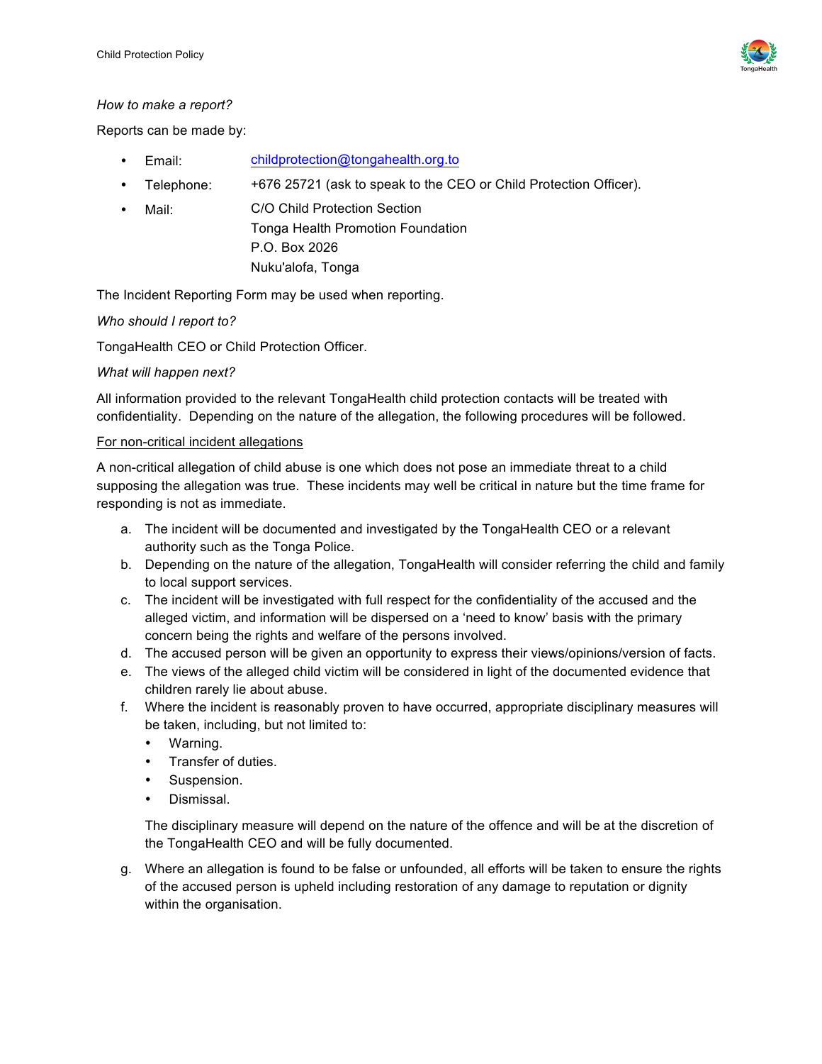*How to make a report?*

Reports can be made by:

- Email: childprotection@tongahealth.org.to
- Telephone: +676 25721 (ask to speak to the CEO or Child Protection Officer).
- Mail: C/O Child Protection Section
  Tonga Health Promotion Foundation
  P.O. Box 2026
  Nuku'alofa, Tonga

The Incident Reporting Form may be used when reporting.

*Who should I report to?*

TongaHealth CEO or Child Protection Officer.

*What will happen next?*

All information provided to the relevant TongaHealth child protection contacts will be treated with confidentiality. Depending on the nature of the allegation, the following procedures will be followed.

<u>For non-critical incident allegations</u>

A non-critical allegation of child abuse is one which does not pose an immediate threat to a child supposing the allegation was true. These incidents may well be critical in nature but the time frame for responding is not as immediate.

a. The incident will be documented and investigated by the TongaHealth CEO or a relevant authority such as the Tonga Police.
b. Depending on the nature of the allegation, TongaHealth will consider referring the child and family to local support services.
c. The incident will be investigated with full respect for the confidentiality of the accused and the alleged victim, and information will be dispersed on a 'need to know' basis with the primary concern being the rights and welfare of the persons involved.
d. The accused person will be given an opportunity to express their views/opinions/version of facts.
e. The views of the alleged child victim will be considered in light of the documented evidence that children rarely lie about abuse.
f. Where the incident is reasonably proven to have occurred, appropriate disciplinary measures will be taken, including, but not limited to:
   - Warning.
   - Transfer of duties.
   - Suspension.
   - Dismissal.

   The disciplinary measure will depend on the nature of the offence and will be at the discretion of the TongaHealth CEO and will be fully documented.

g. Where an allegation is found to be false or unfounded, all efforts will be taken to ensure the rights of the accused person is upheld including restoration of any damage to reputation or dignity within the organisation.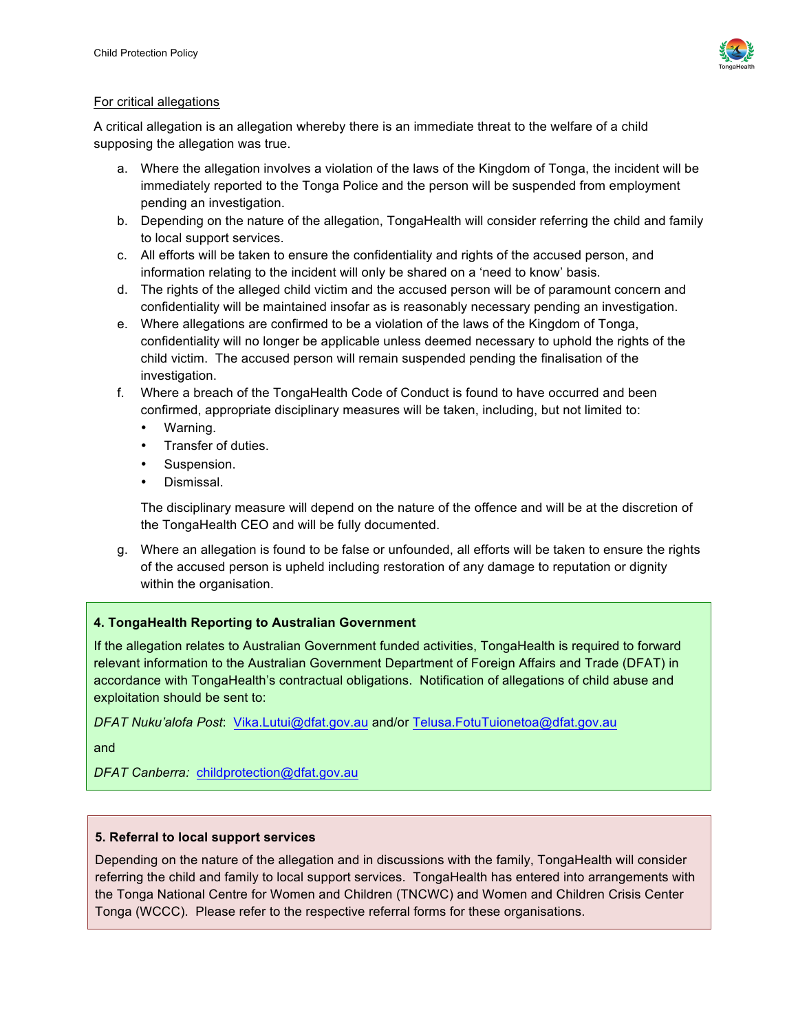<u>For critical allegations</u>

A critical allegation is an allegation whereby there is an immediate threat to the welfare of a child supposing the allegation was true.

a. Where the allegation involves a violation of the laws of the Kingdom of Tonga, the incident will be immediately reported to the Tonga Police and the person will be suspended from employment pending an investigation.
b. Depending on the nature of the allegation, TongaHealth will consider referring the child and family to local support services.
c. All efforts will be taken to ensure the confidentiality and rights of the accused person, and information relating to the incident will only be shared on a 'need to know' basis.
d. The rights of the alleged child victim and the accused person will be of paramount concern and confidentiality will be maintained insofar as is reasonably necessary pending an investigation.
e. Where allegations are confirmed to be a violation of the laws of the Kingdom of Tonga, confidentiality will no longer be applicable unless deemed necessary to uphold the rights of the child victim. The accused person will remain suspended pending the finalisation of the investigation.
f. Where a breach of the TongaHealth Code of Conduct is found to have occurred and been confirmed, appropriate disciplinary measures will be taken, including, but not limited to:
   - Warning.
   - Transfer of duties.
   - Suspension.
   - Dismissal.

   The disciplinary measure will depend on the nature of the offence and will be at the discretion of the TongaHealth CEO and will be fully documented.
g. Where an allegation is found to be false or unfounded, all efforts will be taken to ensure the rights of the accused person is upheld including restoration of any damage to reputation or dignity within the organisation.

### 4. TongaHealth Reporting to Australian Government

If the allegation relates to Australian Government funded activities, TongaHealth is required to forward relevant information to the Australian Government Department of Foreign Affairs and Trade (DFAT) in accordance with TongaHealth's contractual obligations. Notification of allegations of child abuse and exploitation should be sent to:

*DFAT Nuku'alofa Post*: Vika.Lutui@dfat.gov.au and/or Telusa.FotuTuionetoa@dfat.gov.au

and

*DFAT Canberra:* childprotection@dfat.gov.au

### 5. Referral to local support services

Depending on the nature of the allegation and in discussions with the family, TongaHealth will consider referring the child and family to local support services. TongaHealth has entered into arrangements with the Tonga National Centre for Women and Children (TNCWC) and Women and Children Crisis Center Tonga (WCCC). Please refer to the respective referral forms for these organisations.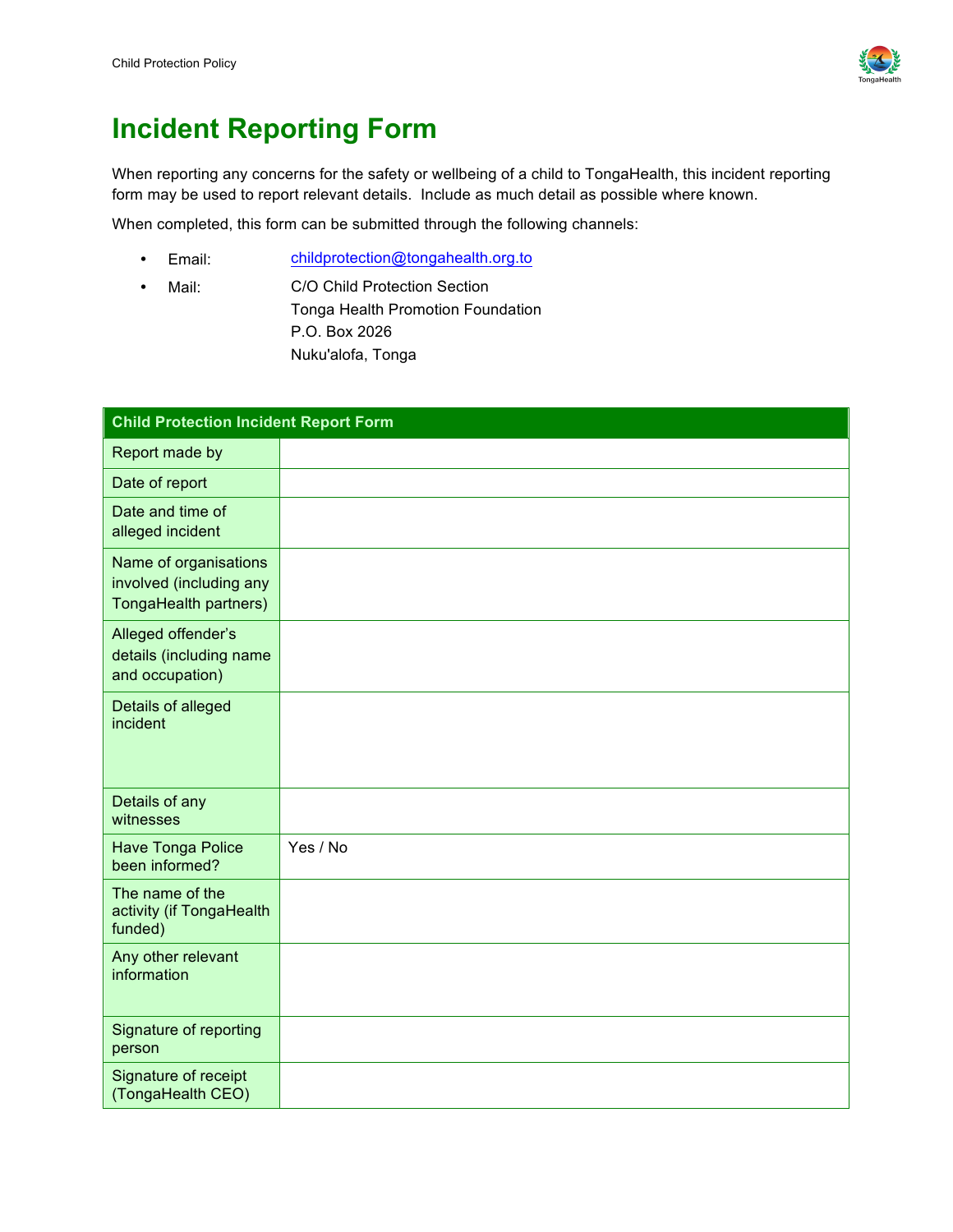# Incident Reporting Form

When reporting any concerns for the safety or wellbeing of a child to TongaHealth, this incident reporting form may be used to report relevant details. Include as much detail as possible where known.

When completed, this form can be submitted through the following channels:

- Email: childprotection@tongahealth.org.to
- Mail: C/O Child Protection Section
  Tonga Health Promotion Foundation
  P.O. Box 2026
  Nuku'alofa, Tonga

| Child Protection Incident Report Form | |
|---|---|
| Report made by | |
| Date of report | |
| Date and time of alleged incident | |
| Name of organisations involved (including any TongaHealth partners) | |
| Alleged offender's details (including name and occupation) | |
| Details of alleged incident | |
| Details of any witnesses | |
| Have Tonga Police been informed? | Yes / No |
| The name of the activity (if TongaHealth funded) | |
| Any other relevant information | |
| Signature of reporting person | |
| Signature of receipt (TongaHealth CEO) | |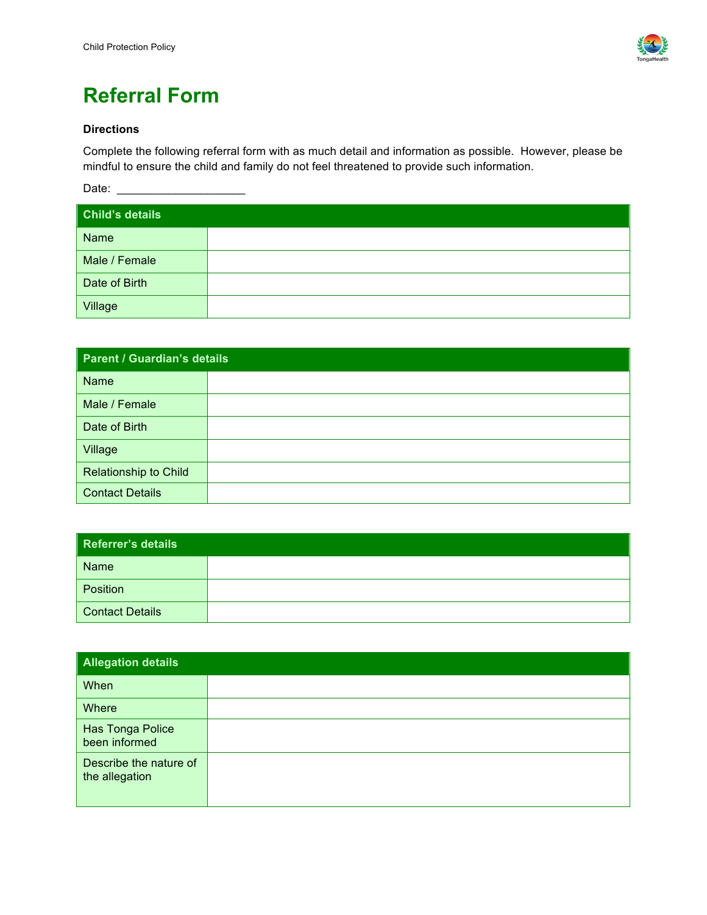# Referral Form

**Directions**

Complete the following referral form with as much detail and information as possible. However, please be mindful to ensure the child and family do not feel threatened to provide such information.

Date: ____________________

| Child's details | |
|---|---|
| Name | |
| Male / Female | |
| Date of Birth | |
| Village | |

| Parent / Guardian's details | |
|---|---|
| Name | |
| Male / Female | |
| Date of Birth | |
| Village | |
| Relationship to Child | |
| Contact Details | |

| Referrer's details | |
|---|---|
| Name | |
| Position | |
| Contact Details | |

| Allegation details | |
|---|---|
| When | |
| Where | |
| Has Tonga Police been informed | |
| Describe the nature of the allegation | |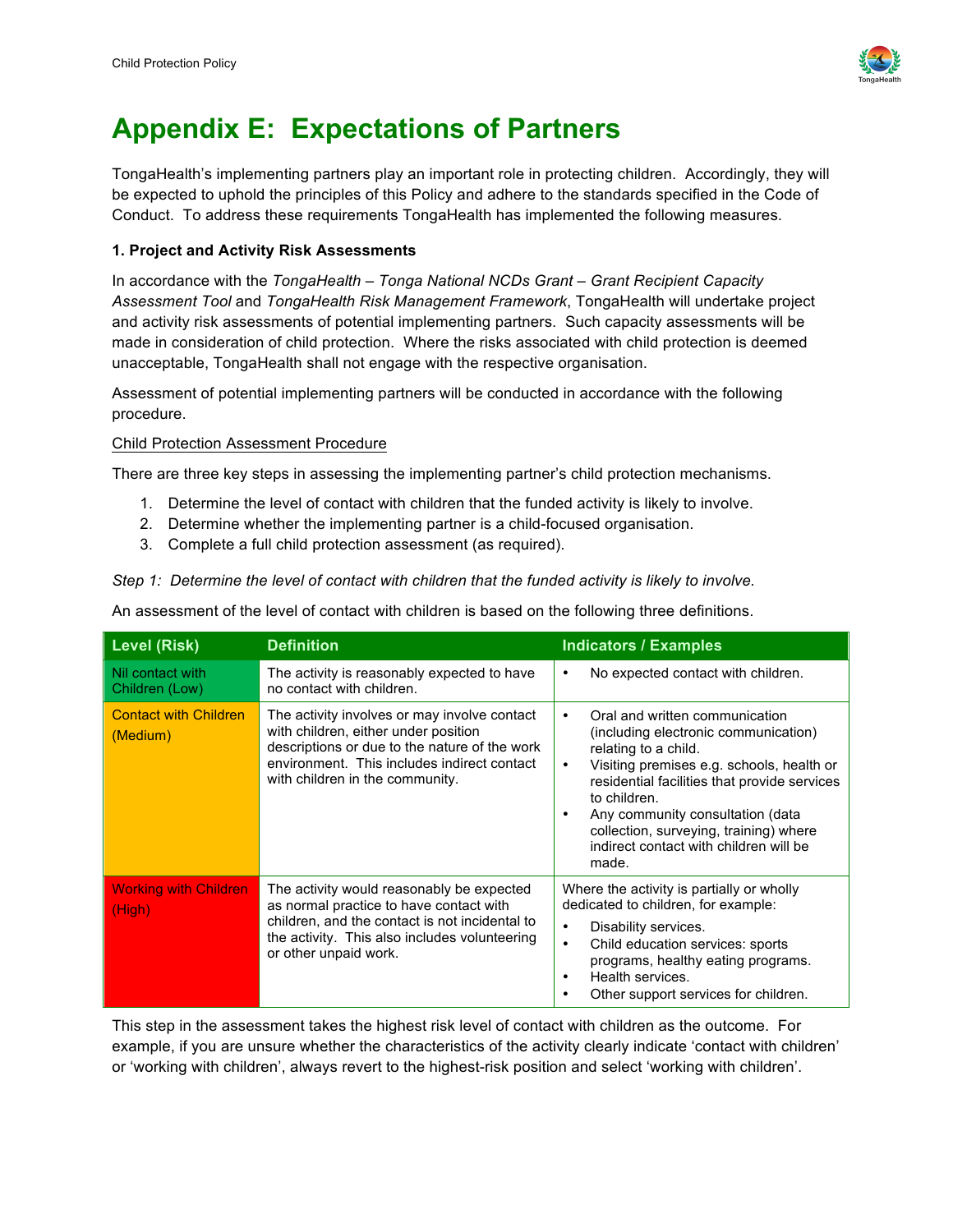# Appendix E: Expectations of Partners

TongaHealth's implementing partners play an important role in protecting children. Accordingly, they will be expected to uphold the principles of this Policy and adhere to the standards specified in the Code of Conduct. To address these requirements TongaHealth has implemented the following measures.

**1. Project and Activity Risk Assessments**

In accordance with the *TongaHealth – Tonga National NCDs Grant – Grant Recipient Capacity Assessment Tool* and *TongaHealth Risk Management Framework*, TongaHealth will undertake project and activity risk assessments of potential implementing partners. Such capacity assessments will be made in consideration of child protection. Where the risks associated with child protection is deemed unacceptable, TongaHealth shall not engage with the respective organisation.

Assessment of potential implementing partners will be conducted in accordance with the following procedure.

Child Protection Assessment Procedure

There are three key steps in assessing the implementing partner's child protection mechanisms.

1. Determine the level of contact with children that the funded activity is likely to involve.
2. Determine whether the implementing partner is a child-focused organisation.
3. Complete a full child protection assessment (as required).

*Step 1: Determine the level of contact with children that the funded activity is likely to involve.*

An assessment of the level of contact with children is based on the following three definitions.

| Level (Risk) | Definition | Indicators / Examples |
|---|---|---|
| Nil contact with Children (Low) | The activity is reasonably expected to have no contact with children. | • No expected contact with children. |
| Contact with Children (Medium) | The activity involves or may involve contact with children, either under position descriptions or due to the nature of the work environment. This includes indirect contact with children in the community. | • Oral and written communication (including electronic communication) relating to a child.<br>• Visiting premises e.g. schools, health or residential facilities that provide services to children.<br>• Any community consultation (data collection, surveying, training) where indirect contact with children will be made. |
| Working with Children (High) | The activity would reasonably be expected as normal practice to have contact with children, and the contact is not incidental to the activity. This also includes volunteering or other unpaid work. | Where the activity is partially or wholly dedicated to children, for example:<br>• Disability services.<br>• Child education services: sports programs, healthy eating programs.<br>• Health services.<br>• Other support services for children. |

This step in the assessment takes the highest risk level of contact with children as the outcome. For example, if you are unsure whether the characteristics of the activity clearly indicate 'contact with children' or 'working with children', always revert to the highest-risk position and select 'working with children'.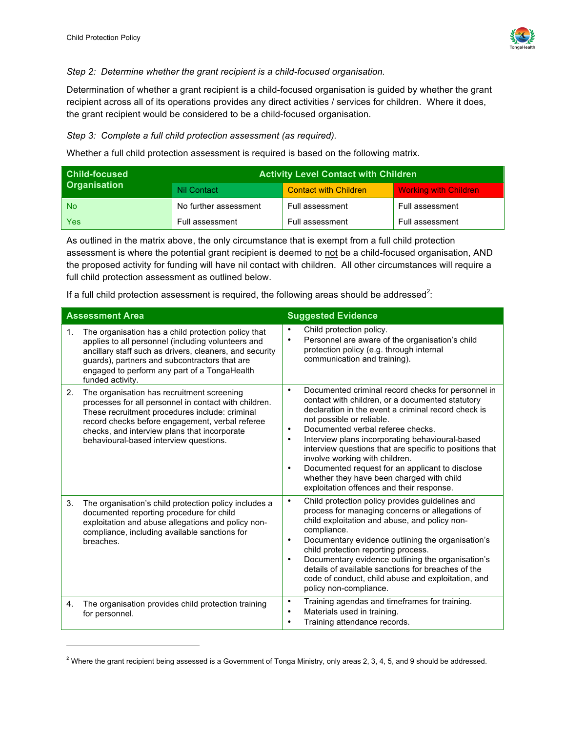*Step 2: Determine whether the grant recipient is a child-focused organisation.*

Determination of whether a grant recipient is a child-focused organisation is guided by whether the grant recipient across all of its operations provides any direct activities / services for children. Where it does, the grant recipient would be considered to be a child-focused organisation.

*Step 3: Complete a full child protection assessment (as required).*

Whether a full child protection assessment is required is based on the following matrix.

| Child-focused Organisation | Activity Level Contact with Children | | |
|---|---|---|---|
| | Nil Contact | Contact with Children | Working with Children |
| No | No further assessment | Full assessment | Full assessment |
| Yes | Full assessment | Full assessment | Full assessment |

As outlined in the matrix above, the only circumstance that is exempt from a full child protection assessment is where the potential grant recipient is deemed to not be a child-focused organisation, AND the proposed activity for funding will have nil contact with children. All other circumstances will require a full child protection assessment as outlined below.

If a full child protection assessment is required, the following areas should be addressed[2]:

| Assessment Area | Suggested Evidence |
|---|---|
| 1. The organisation has a child protection policy that applies to all personnel (including volunteers and ancillary staff such as drivers, cleaners, and security guards), partners and subcontractors that are engaged to perform any part of a TongaHealth funded activity. | • Child protection policy.<br>• Personnel are aware of the organisation's child protection policy (e.g. through internal communication and training). |
| 2. The organisation has recruitment screening processes for all personnel in contact with children. These recruitment procedures include: criminal record checks before engagement, verbal referee checks, and interview plans that incorporate behavioural-based interview questions. | • Documented criminal record checks for personnel in contact with children, or a documented statutory declaration in the event a criminal record check is not possible or reliable.<br>• Documented verbal referee checks.<br>• Interview plans incorporating behavioural-based interview questions that are specific to positions that involve working with children.<br>• Documented request for an applicant to disclose whether they have been charged with child exploitation offences and their response. |
| 3. The organisation's child protection policy includes a documented reporting procedure for child exploitation and abuse allegations and policy non-compliance, including available sanctions for breaches. | • Child protection policy provides guidelines and process for managing concerns or allegations of child exploitation and abuse, and policy non-compliance.<br>• Documentary evidence outlining the organisation's child protection reporting process.<br>• Documentary evidence outlining the organisation's details of available sanctions for breaches of the code of conduct, child abuse and exploitation, and policy non-compliance. |
| 4. The organisation provides child protection training for personnel. | • Training agendas and timeframes for training.<br>• Materials used in training.<br>• Training attendance records. |

[2] Where the grant recipient being assessed is a Government of Tonga Ministry, only areas 2, 3, 4, 5, and 9 should be addressed.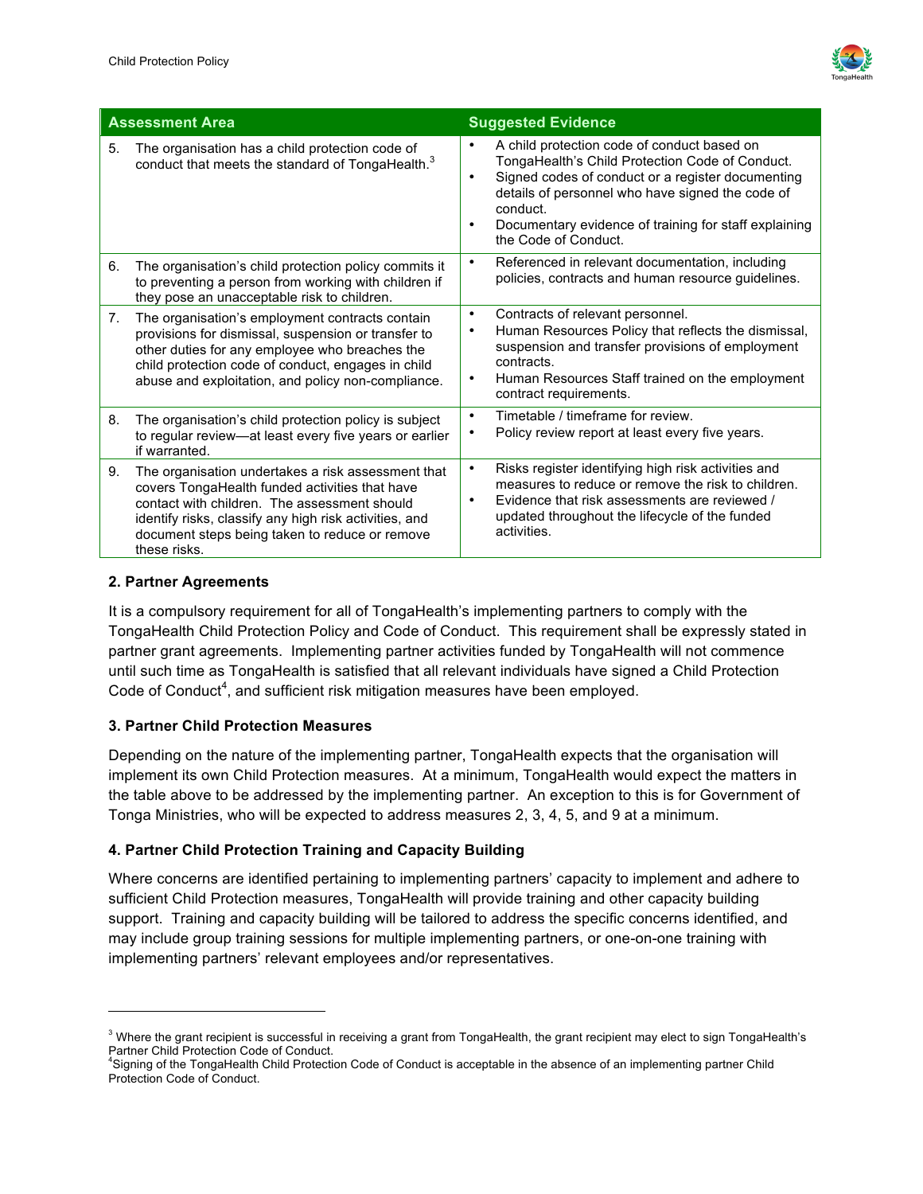| Assessment Area | Suggested Evidence |
| --- | --- |
| 5. The organisation has a child protection code of conduct that meets the standard of TongaHealth.[3] | • A child protection code of conduct based on TongaHealth's Child Protection Code of Conduct.<br>• Signed codes of conduct or a register documenting details of personnel who have signed the code of conduct.<br>• Documentary evidence of training for staff explaining the Code of Conduct. |
| 6. The organisation's child protection policy commits it to preventing a person from working with children if they pose an unacceptable risk to children. | • Referenced in relevant documentation, including policies, contracts and human resource guidelines. |
| 7. The organisation's employment contracts contain provisions for dismissal, suspension or transfer to other duties for any employee who breaches the child protection code of conduct, engages in child abuse and exploitation, and policy non-compliance. | • Contracts of relevant personnel.<br>• Human Resources Policy that reflects the dismissal, suspension and transfer provisions of employment contracts.<br>• Human Resources Staff trained on the employment contract requirements. |
| 8. The organisation's child protection policy is subject to regular review—at least every five years or earlier if warranted. | • Timetable / timeframe for review.<br>• Policy review report at least every five years. |
| 9. The organisation undertakes a risk assessment that covers TongaHealth funded activities that have contact with children. The assessment should identify risks, classify any high risk activities, and document steps being taken to reduce or remove these risks. | • Risks register identifying high risk activities and measures to reduce or remove the risk to children.<br>• Evidence that risk assessments are reviewed / updated throughout the lifecycle of the funded activities. |

**2. Partner Agreements**

It is a compulsory requirement for all of TongaHealth's implementing partners to comply with the TongaHealth Child Protection Policy and Code of Conduct. This requirement shall be expressly stated in partner grant agreements. Implementing partner activities funded by TongaHealth will not commence until such time as TongaHealth is satisfied that all relevant individuals have signed a Child Protection Code of Conduct[4], and sufficient risk mitigation measures have been employed.

**3. Partner Child Protection Measures**

Depending on the nature of the implementing partner, TongaHealth expects that the organisation will implement its own Child Protection measures. At a minimum, TongaHealth would expect the matters in the table above to be addressed by the implementing partner. An exception to this is for Government of Tonga Ministries, who will be expected to address measures 2, 3, 4, 5, and 9 at a minimum.

**4. Partner Child Protection Training and Capacity Building**

Where concerns are identified pertaining to implementing partners' capacity to implement and adhere to sufficient Child Protection measures, TongaHealth will provide training and other capacity building support. Training and capacity building will be tailored to address the specific concerns identified, and may include group training sessions for multiple implementing partners, or one-on-one training with implementing partners' relevant employees and/or representatives.

---

[3] Where the grant recipient is successful in receiving a grant from TongaHealth, the grant recipient may elect to sign TongaHealth's Partner Child Protection Code of Conduct.

[4] Signing of the TongaHealth Child Protection Code of Conduct is acceptable in the absence of an implementing partner Child Protection Code of Conduct.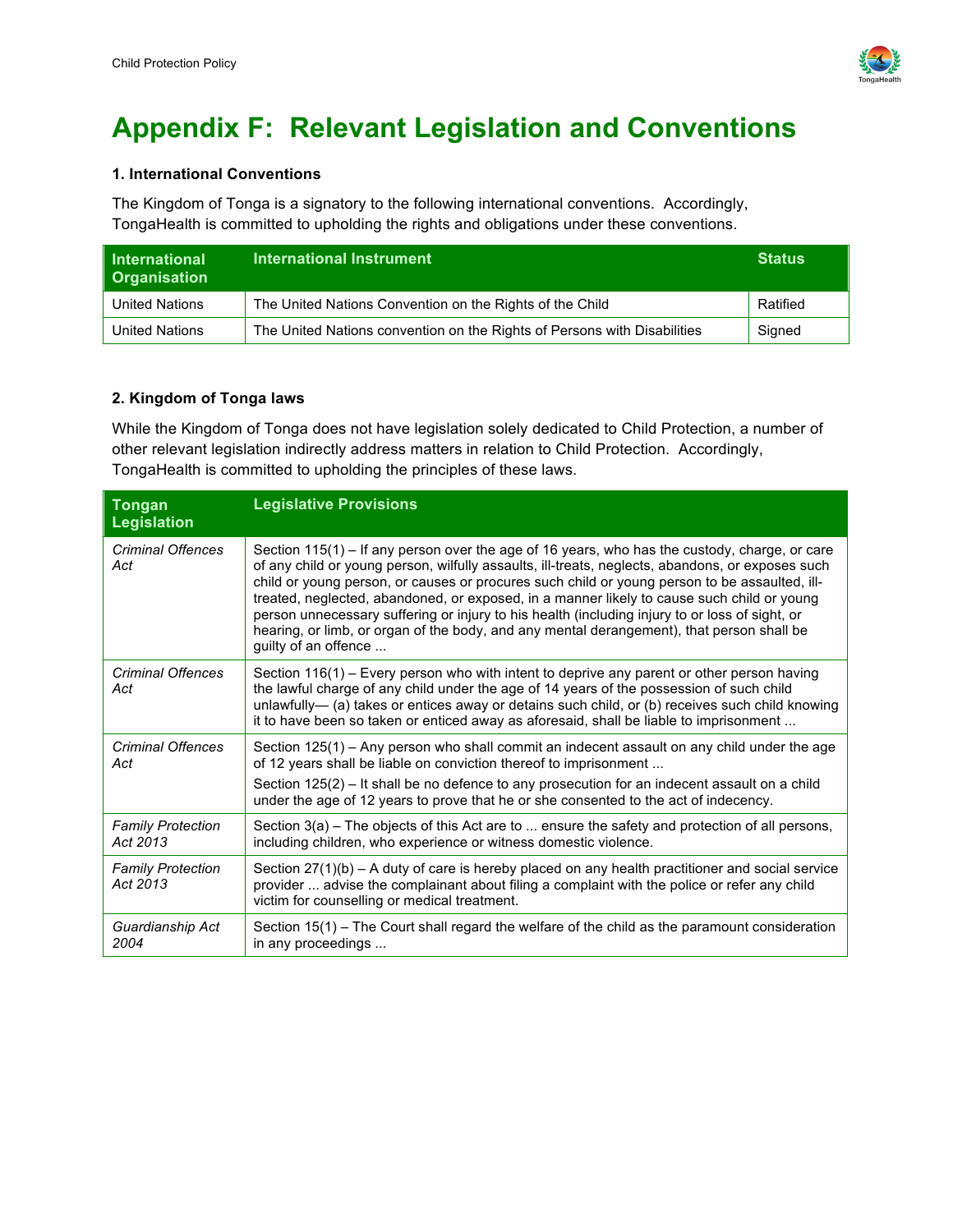# Appendix F: Relevant Legislation and Conventions

**1. International Conventions**

The Kingdom of Tonga is a signatory to the following international conventions. Accordingly, TongaHealth is committed to upholding the rights and obligations under these conventions.

| International Organisation | International Instrument | Status |
|---|---|---|
| United Nations | The United Nations Convention on the Rights of the Child | Ratified |
| United Nations | The United Nations convention on the Rights of Persons with Disabilities | Signed |

**2. Kingdom of Tonga laws**

While the Kingdom of Tonga does not have legislation solely dedicated to Child Protection, a number of other relevant legislation indirectly address matters in relation to Child Protection. Accordingly, TongaHealth is committed to upholding the principles of these laws.

| Tongan Legislation | Legislative Provisions |
|---|---|
| *Criminal Offences Act* | Section 115(1) – If any person over the age of 16 years, who has the custody, charge, or care of any child or young person, wilfully assaults, ill-treats, neglects, abandons, or exposes such child or young person, or causes or procures such child or young person to be assaulted, ill-treated, neglected, abandoned, or exposed, in a manner likely to cause such child or young person unnecessary suffering or injury to his health (including injury to or loss of sight, or hearing, or limb, or organ of the body, and any mental derangement), that person shall be guilty of an offence ... |
| *Criminal Offences Act* | Section 116(1) – Every person who with intent to deprive any parent or other person having the lawful charge of any child under the age of 14 years of the possession of such child unlawfully— (a) takes or entices away or detains such child, or (b) receives such child knowing it to have been so taken or enticed away as aforesaid, shall be liable to imprisonment ... |
| *Criminal Offences Act* | Section 125(1) – Any person who shall commit an indecent assault on any child under the age of 12 years shall be liable on conviction thereof to imprisonment ...<br>Section 125(2) – It shall be no defence to any prosecution for an indecent assault on a child under the age of 12 years to prove that he or she consented to the act of indecency. |
| *Family Protection Act 2013* | Section 3(a) – The objects of this Act are to ... ensure the safety and protection of all persons, including children, who experience or witness domestic violence. |
| *Family Protection Act 2013* | Section 27(1)(b) – A duty of care is hereby placed on any health practitioner and social service provider ... advise the complainant about filing a complaint with the police or refer any child victim for counselling or medical treatment. |
| *Guardianship Act 2004* | Section 15(1) – The Court shall regard the welfare of the child as the paramount consideration in any proceedings ... |